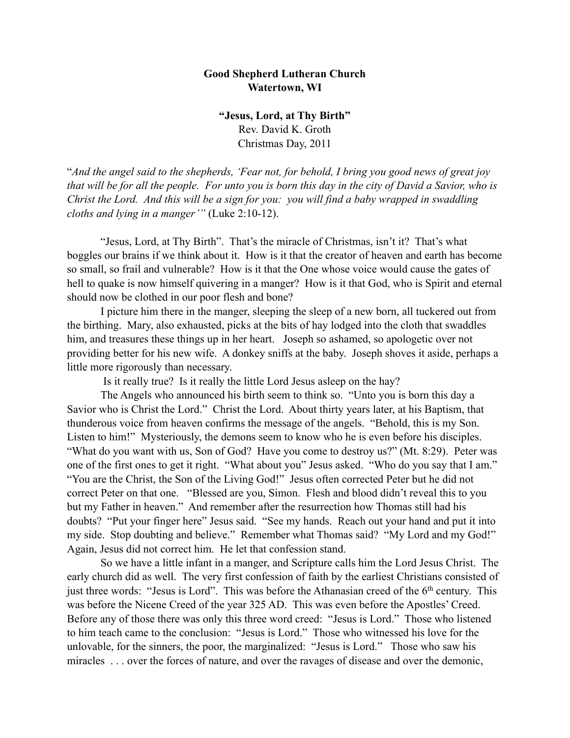**Good Shepherd Lutheran Church**
**Watertown, WI**

**"Jesus, Lord, at Thy Birth"**
Rev. David K. Groth
Christmas Day, 2011

"*And the angel said to the shepherds, 'Fear not, for behold, I bring you good news of great joy that will be for all the people. For unto you is born this day in the city of David a Savior, who is Christ the Lord. And this will be a sign for you: you will find a baby wrapped in swaddling cloths and lying in a manger'"* (Luke 2:10-12).

"Jesus, Lord, at Thy Birth". That's the miracle of Christmas, isn't it? That's what boggles our brains if we think about it. How is it that the creator of heaven and earth has become so small, so frail and vulnerable? How is it that the One whose voice would cause the gates of hell to quake is now himself quivering in a manger? How is it that God, who is Spirit and eternal should now be clothed in our poor flesh and bone?

I picture him there in the manger, sleeping the sleep of a new born, all tuckered out from the birthing. Mary, also exhausted, picks at the bits of hay lodged into the cloth that swaddles him, and treasures these things up in her heart. Joseph so ashamed, so apologetic over not providing better for his new wife. A donkey sniffs at the baby. Joseph shoves it aside, perhaps a little more rigorously than necessary.

Is it really true? Is it really the little Lord Jesus asleep on the hay?

The Angels who announced his birth seem to think so. "Unto you is born this day a Savior who is Christ the Lord." Christ the Lord. About thirty years later, at his Baptism, that thunderous voice from heaven confirms the message of the angels. "Behold, this is my Son. Listen to him!" Mysteriously, the demons seem to know who he is even before his disciples. "What do you want with us, Son of God? Have you come to destroy us?" (Mt. 8:29). Peter was one of the first ones to get it right. "What about you" Jesus asked. "Who do you say that I am." "You are the Christ, the Son of the Living God!" Jesus often corrected Peter but he did not correct Peter on that one. "Blessed are you, Simon. Flesh and blood didn't reveal this to you but my Father in heaven." And remember after the resurrection how Thomas still had his doubts? "Put your finger here" Jesus said. "See my hands. Reach out your hand and put it into my side. Stop doubting and believe." Remember what Thomas said? "My Lord and my God!" Again, Jesus did not correct him. He let that confession stand.

So we have a little infant in a manger, and Scripture calls him the Lord Jesus Christ. The early church did as well. The very first confession of faith by the earliest Christians consisted of just three words: "Jesus is Lord". This was before the Athanasian creed of the 6th century. This was before the Nicene Creed of the year 325 AD. This was even before the Apostles' Creed. Before any of those there was only this three word creed: "Jesus is Lord." Those who listened to him teach came to the conclusion: "Jesus is Lord." Those who witnessed his love for the unlovable, for the sinners, the poor, the marginalized: "Jesus is Lord." Those who saw his miracles . . . over the forces of nature, and over the ravages of disease and over the demonic,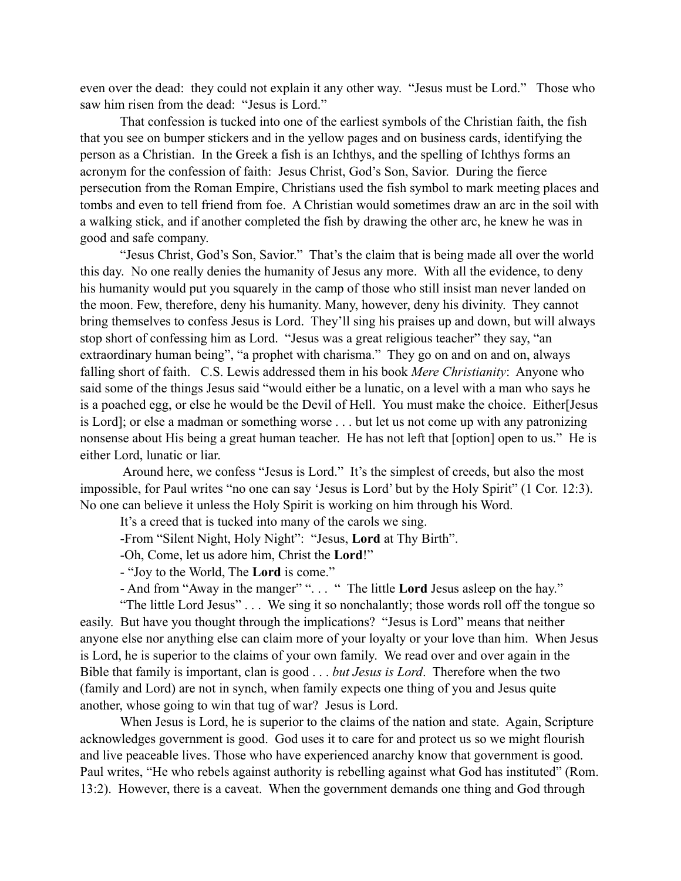even over the dead: they could not explain it any other way. "Jesus must be Lord." Those who saw him risen from the dead: "Jesus is Lord."

That confession is tucked into one of the earliest symbols of the Christian faith, the fish that you see on bumper stickers and in the yellow pages and on business cards, identifying the person as a Christian. In the Greek a fish is an Ichthys, and the spelling of Ichthys forms an acronym for the confession of faith: Jesus Christ, God's Son, Savior. During the fierce persecution from the Roman Empire, Christians used the fish symbol to mark meeting places and tombs and even to tell friend from foe. A Christian would sometimes draw an arc in the soil with a walking stick, and if another completed the fish by drawing the other arc, he knew he was in good and safe company.

"Jesus Christ, God's Son, Savior." That's the claim that is being made all over the world this day. No one really denies the humanity of Jesus any more. With all the evidence, to deny his humanity would put you squarely in the camp of those who still insist man never landed on the moon. Few, therefore, deny his humanity. Many, however, deny his divinity. They cannot bring themselves to confess Jesus is Lord. They'll sing his praises up and down, but will always stop short of confessing him as Lord. "Jesus was a great religious teacher" they say, "an extraordinary human being", "a prophet with charisma." They go on and on and on, always falling short of faith. C.S. Lewis addressed them in his book *Mere Christianity*: Anyone who said some of the things Jesus said "would either be a lunatic, on a level with a man who says he is a poached egg, or else he would be the Devil of Hell. You must make the choice. Either[Jesus is Lord]; or else a madman or something worse . . . but let us not come up with any patronizing nonsense about His being a great human teacher. He has not left that [option] open to us." He is either Lord, lunatic or liar.

Around here, we confess "Jesus is Lord." It's the simplest of creeds, but also the most impossible, for Paul writes "no one can say 'Jesus is Lord' but by the Holy Spirit" (1 Cor. 12:3). No one can believe it unless the Holy Spirit is working on him through his Word.

It's a creed that is tucked into many of the carols we sing.

-From "Silent Night, Holy Night": "Jesus, **Lord** at Thy Birth".

-Oh, Come, let us adore him, Christ the **Lord**!"

- "Joy to the World, The **Lord** is come."

- And from "Away in the manger" ". . . " The little **Lord** Jesus asleep on the hay."

"The little Lord Jesus" . . . We sing it so nonchalantly; those words roll off the tongue so easily. But have you thought through the implications? "Jesus is Lord" means that neither anyone else nor anything else can claim more of your loyalty or your love than him. When Jesus is Lord, he is superior to the claims of your own family. We read over and over again in the Bible that family is important, clan is good . . . *but Jesus is Lord*. Therefore when the two (family and Lord) are not in synch, when family expects one thing of you and Jesus quite another, whose going to win that tug of war? Jesus is Lord.

When Jesus is Lord, he is superior to the claims of the nation and state. Again, Scripture acknowledges government is good. God uses it to care for and protect us so we might flourish and live peaceable lives. Those who have experienced anarchy know that government is good. Paul writes, "He who rebels against authority is rebelling against what God has instituted" (Rom. 13:2). However, there is a caveat. When the government demands one thing and God through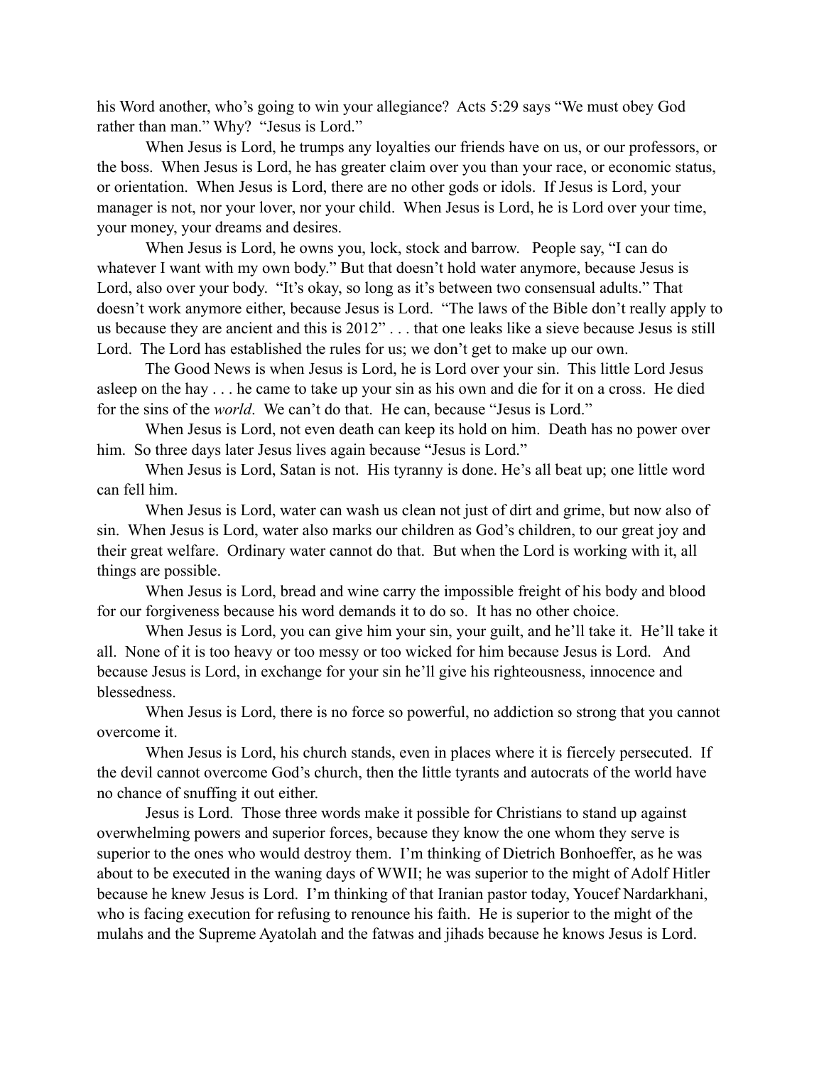his Word another, who's going to win your allegiance? Acts 5:29 says "We must obey God rather than man." Why? "Jesus is Lord."

When Jesus is Lord, he trumps any loyalties our friends have on us, or our professors, or the boss. When Jesus is Lord, he has greater claim over you than your race, or economic status, or orientation. When Jesus is Lord, there are no other gods or idols. If Jesus is Lord, your manager is not, nor your lover, nor your child. When Jesus is Lord, he is Lord over your time, your money, your dreams and desires.

When Jesus is Lord, he owns you, lock, stock and barrow. People say, "I can do whatever I want with my own body." But that doesn't hold water anymore, because Jesus is Lord, also over your body. "It's okay, so long as it's between two consensual adults." That doesn't work anymore either, because Jesus is Lord. "The laws of the Bible don't really apply to us because they are ancient and this is 2012" . . . that one leaks like a sieve because Jesus is still Lord. The Lord has established the rules for us; we don't get to make up our own.

The Good News is when Jesus is Lord, he is Lord over your sin. This little Lord Jesus asleep on the hay . . . he came to take up your sin as his own and die for it on a cross. He died for the sins of the *world*. We can't do that. He can, because "Jesus is Lord."

When Jesus is Lord, not even death can keep its hold on him. Death has no power over him. So three days later Jesus lives again because "Jesus is Lord."

When Jesus is Lord, Satan is not. His tyranny is done. He's all beat up; one little word can fell him.

When Jesus is Lord, water can wash us clean not just of dirt and grime, but now also of sin. When Jesus is Lord, water also marks our children as God's children, to our great joy and their great welfare. Ordinary water cannot do that. But when the Lord is working with it, all things are possible.

When Jesus is Lord, bread and wine carry the impossible freight of his body and blood for our forgiveness because his word demands it to do so. It has no other choice.

When Jesus is Lord, you can give him your sin, your guilt, and he'll take it. He'll take it all. None of it is too heavy or too messy or too wicked for him because Jesus is Lord. And because Jesus is Lord, in exchange for your sin he'll give his righteousness, innocence and blessedness.

When Jesus is Lord, there is no force so powerful, no addiction so strong that you cannot overcome it.

When Jesus is Lord, his church stands, even in places where it is fiercely persecuted. If the devil cannot overcome God's church, then the little tyrants and autocrats of the world have no chance of snuffing it out either.

Jesus is Lord. Those three words make it possible for Christians to stand up against overwhelming powers and superior forces, because they know the one whom they serve is superior to the ones who would destroy them. I'm thinking of Dietrich Bonhoeffer, as he was about to be executed in the waning days of WWII; he was superior to the might of Adolf Hitler because he knew Jesus is Lord. I'm thinking of that Iranian pastor today, Youcef Nardarkhani, who is facing execution for refusing to renounce his faith. He is superior to the might of the mulahs and the Supreme Ayatolah and the fatwas and jihads because he knows Jesus is Lord.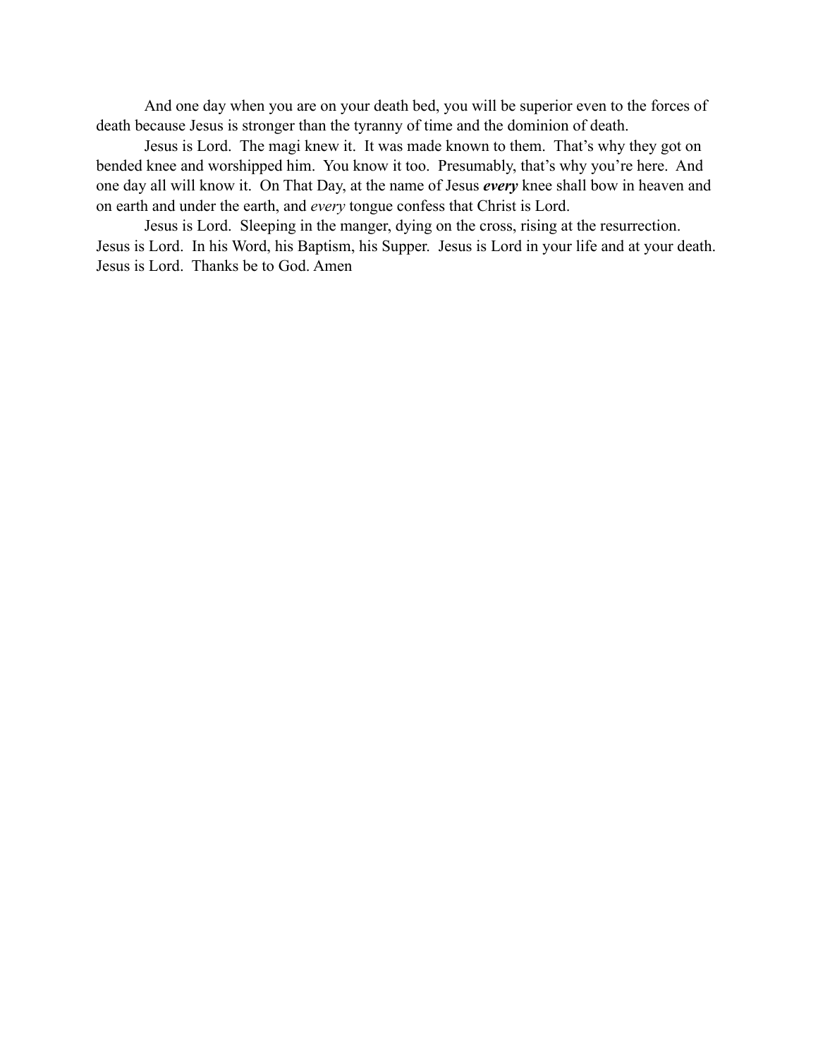And one day when you are on your death bed, you will be superior even to the forces of death because Jesus is stronger than the tyranny of time and the dominion of death.

Jesus is Lord. The magi knew it. It was made known to them. That's why they got on bended knee and worshipped him. You know it too. Presumably, that's why you're here. And one day all will know it. On That Day, at the name of Jesus ***every*** knee shall bow in heaven and on earth and under the earth, and *every* tongue confess that Christ is Lord.

Jesus is Lord. Sleeping in the manger, dying on the cross, rising at the resurrection. Jesus is Lord. In his Word, his Baptism, his Supper. Jesus is Lord in your life and at your death. Jesus is Lord. Thanks be to God. Amen